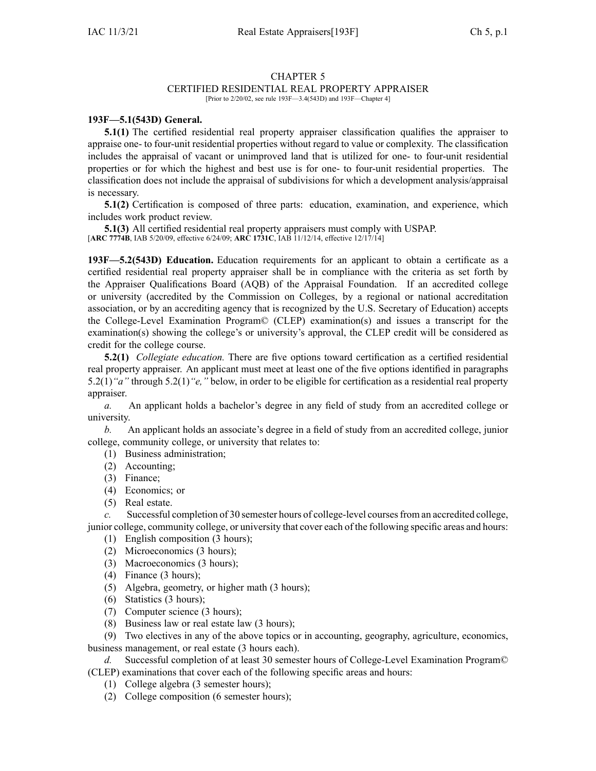# CHAPTER 5
## CERTIFIED RESIDENTIAL REAL PROPERTY APPRAISER

[Prior to 2/20/02, see rule 193F—3.4(543D) and 193F—Chapter 4]

**193F—5.1(543D) General.**

**5.1(1)** The certified residential real property appraiser classification qualifies the appraiser to appraise one- to four-unit residential properties without regard to value or complexity. The classification includes the appraisal of vacant or unimproved land that is utilized for one- to four-unit residential properties or for which the highest and best use is for one- to four-unit residential properties. The classification does not include the appraisal of subdivisions for which a development analysis/appraisal is necessary.

**5.1(2)** Certification is composed of three parts: education, examination, and experience, which includes work product review.

**5.1(3)** All certified residential real property appraisers must comply with USPAP.

[**ARC 7774B**, IAB 5/20/09, effective 6/24/09; **ARC 1731C**, IAB 11/12/14, effective 12/17/14]

**193F—5.2(543D) Education.** Education requirements for an applicant to obtain a certificate as a certified residential real property appraiser shall be in compliance with the criteria as set forth by the Appraiser Qualifications Board (AQB) of the Appraisal Foundation. If an accredited college or university (accredited by the Commission on Colleges, by a regional or national accreditation association, or by an accrediting agency that is recognized by the U.S. Secretary of Education) accepts the College-Level Examination Program© (CLEP) examination(s) and issues a transcript for the examination(s) showing the college's or university's approval, the CLEP credit will be considered as credit for the college course.

**5.2(1)** *Collegiate education.* There are five options toward certification as a certified residential real property appraiser. An applicant must meet at least one of the five options identified in paragraphs 5.2(1)*"a"* through 5.2(1)*"e,"* below, in order to be eligible for certification as a residential real property appraiser.

*a.* An applicant holds a bachelor's degree in any field of study from an accredited college or university.

*b.* An applicant holds an associate's degree in a field of study from an accredited college, junior college, community college, or university that relates to:

(1) Business administration;

(2) Accounting;

(3) Finance;

(4) Economics; or

(5) Real estate.

*c.* Successful completion of 30 semester hours of college-level courses from an accredited college, junior college, community college, or university that cover each of the following specific areas and hours:

(1) English composition (3 hours);

(2) Microeconomics (3 hours);

(3) Macroeconomics (3 hours);

(4) Finance (3 hours);

(5) Algebra, geometry, or higher math (3 hours);

(6) Statistics (3 hours);

(7) Computer science (3 hours);

(8) Business law or real estate law (3 hours);

(9) Two electives in any of the above topics or in accounting, geography, agriculture, economics, business management, or real estate (3 hours each).

*d.* Successful completion of at least 30 semester hours of College-Level Examination Program© (CLEP) examinations that cover each of the following specific areas and hours:

(1) College algebra (3 semester hours);

(2) College composition (6 semester hours);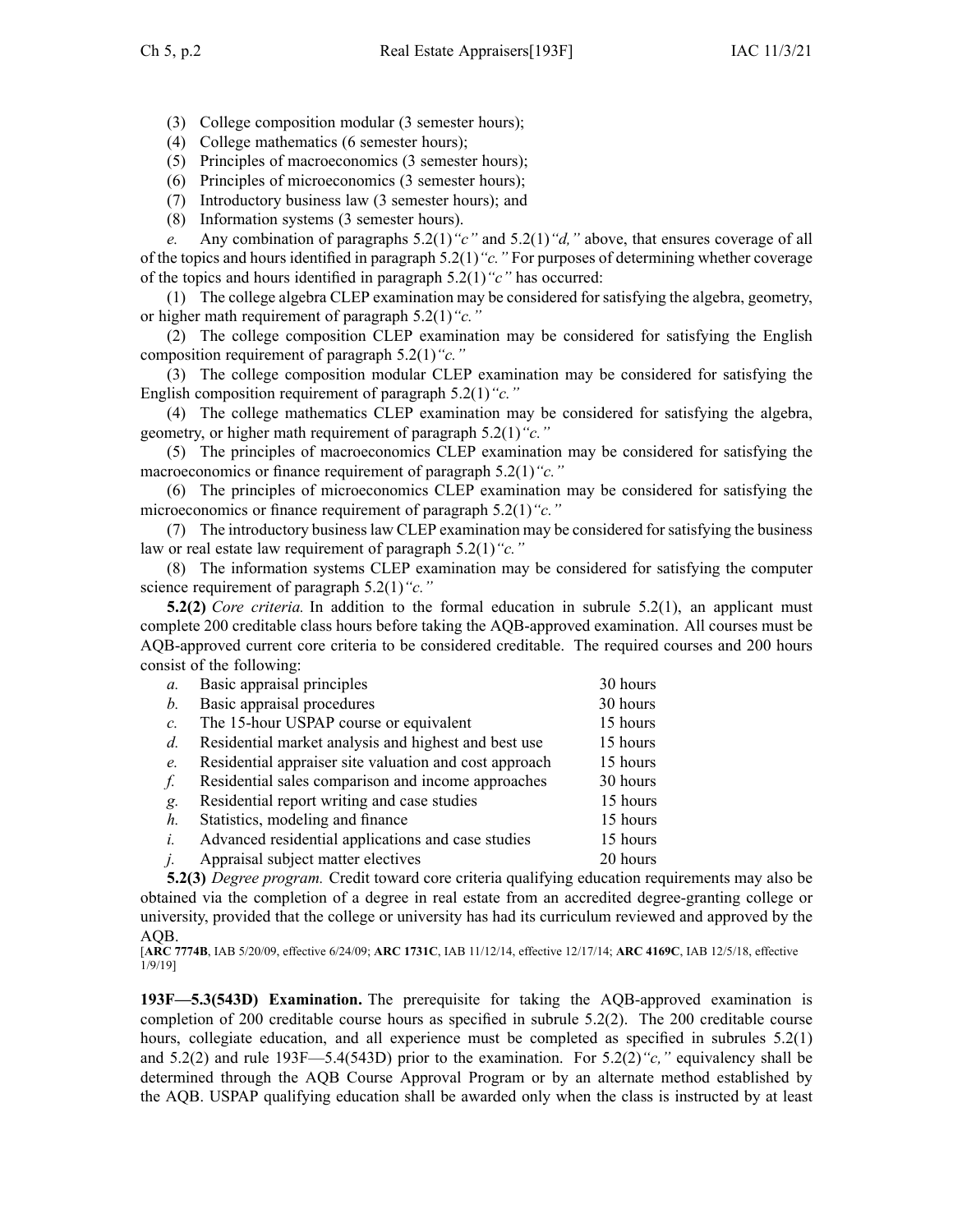(3) College composition modular (3 semester hours);

(4) College mathematics (6 semester hours);

(5) Principles of macroeconomics (3 semester hours);

(6) Principles of microeconomics (3 semester hours);

(7) Introductory business law (3 semester hours); and

(8) Information systems (3 semester hours).

*e.* Any combination of paragraphs 5.2(1)*"c"* and 5.2(1)*"d,"* above, that ensures coverage of all of the topics and hours identified in paragraph 5.2(1)*"c."* For purposes of determining whether coverage of the topics and hours identified in paragraph 5.2(1)*"c"* has occurred:

(1) The college algebra CLEP examination may be considered for satisfying the algebra, geometry, or higher math requirement of paragraph 5.2(1)*"c."*

(2) The college composition CLEP examination may be considered for satisfying the English composition requirement of paragraph 5.2(1)*"c."*

(3) The college composition modular CLEP examination may be considered for satisfying the English composition requirement of paragraph 5.2(1)*"c."*

(4) The college mathematics CLEP examination may be considered for satisfying the algebra, geometry, or higher math requirement of paragraph 5.2(1)*"c."*

(5) The principles of macroeconomics CLEP examination may be considered for satisfying the macroeconomics or finance requirement of paragraph 5.2(1)*"c."*

(6) The principles of microeconomics CLEP examination may be considered for satisfying the microeconomics or finance requirement of paragraph 5.2(1)*"c."*

(7) The introductory business law CLEP examination may be considered for satisfying the business law or real estate law requirement of paragraph 5.2(1)*"c."*

(8) The information systems CLEP examination may be considered for satisfying the computer science requirement of paragraph 5.2(1)*"c."*

**5.2(2)** *Core criteria.* In addition to the formal education in subrule 5.2(1), an applicant must complete 200 creditable class hours before taking the AQB-approved examination. All courses must be AQB-approved current core criteria to be considered creditable. The required courses and 200 hours consist of the following:

| | | |
|---|---|---|
| *a.* | Basic appraisal principles | 30 hours |
| *b.* | Basic appraisal procedures | 30 hours |
| *c.* | The 15-hour USPAP course or equivalent | 15 hours |
| *d.* | Residential market analysis and highest and best use | 15 hours |
| *e.* | Residential appraiser site valuation and cost approach | 15 hours |
| *f.* | Residential sales comparison and income approaches | 30 hours |
| *g.* | Residential report writing and case studies | 15 hours |
| *h.* | Statistics, modeling and finance | 15 hours |
| *i.* | Advanced residential applications and case studies | 15 hours |
| *j.* | Appraisal subject matter electives | 20 hours |

**5.2(3)** *Degree program.* Credit toward core criteria qualifying education requirements may also be obtained via the completion of a degree in real estate from an accredited degree-granting college or university, provided that the college or university has had its curriculum reviewed and approved by the AQB.

[**ARC 7774B**, IAB 5/20/09, effective 6/24/09; **ARC 1731C**, IAB 11/12/14, effective 12/17/14; **ARC 4169C**, IAB 12/5/18, effective 1/9/19]

**193F—5.3(543D) Examination.** The prerequisite for taking the AQB-approved examination is completion of 200 creditable course hours as specified in subrule 5.2(2). The 200 creditable course hours, collegiate education, and all experience must be completed as specified in subrules 5.2(1) and 5.2(2) and rule 193F—5.4(543D) prior to the examination. For 5.2(2)*"c,"* equivalency shall be determined through the AQB Course Approval Program or by an alternate method established by the AQB. USPAP qualifying education shall be awarded only when the class is instructed by at least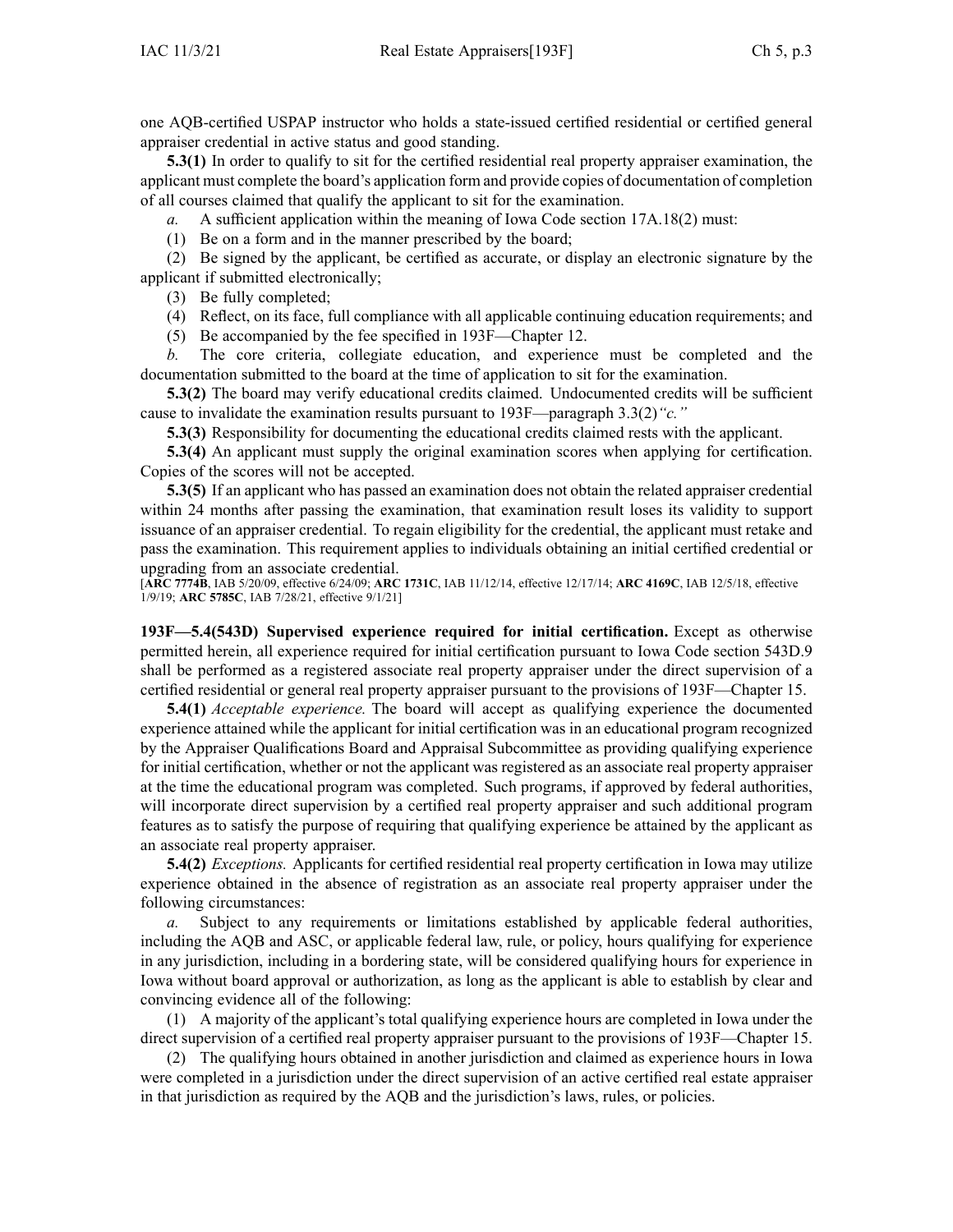one AQB-certified USPAP instructor who holds a state-issued certified residential or certified general appraiser credential in active status and good standing.

**5.3(1)** In order to qualify to sit for the certified residential real property appraiser examination, the applicant must complete the board's application form and provide copies of documentation of completion of all courses claimed that qualify the applicant to sit for the examination.

*a.* A sufficient application within the meaning of Iowa Code section 17A.18(2) must:

(1) Be on a form and in the manner prescribed by the board;

(2) Be signed by the applicant, be certified as accurate, or display an electronic signature by the applicant if submitted electronically;

(3) Be fully completed;

(4) Reflect, on its face, full compliance with all applicable continuing education requirements; and

(5) Be accompanied by the fee specified in 193F—Chapter 12.

*b.* The core criteria, collegiate education, and experience must be completed and the documentation submitted to the board at the time of application to sit for the examination.

**5.3(2)** The board may verify educational credits claimed. Undocumented credits will be sufficient cause to invalidate the examination results pursuant to 193F—paragraph 3.3(2)*"c."*

**5.3(3)** Responsibility for documenting the educational credits claimed rests with the applicant.

**5.3(4)** An applicant must supply the original examination scores when applying for certification. Copies of the scores will not be accepted.

**5.3(5)** If an applicant who has passed an examination does not obtain the related appraiser credential within 24 months after passing the examination, that examination result loses its validity to support issuance of an appraiser credential. To regain eligibility for the credential, the applicant must retake and pass the examination. This requirement applies to individuals obtaining an initial certified credential or upgrading from an associate credential.

[**ARC 7774B**, IAB 5/20/09, effective 6/24/09; **ARC 1731C**, IAB 11/12/14, effective 12/17/14; **ARC 4169C**, IAB 12/5/18, effective 1/9/19; **ARC 5785C**, IAB 7/28/21, effective 9/1/21]

**193F—5.4(543D) Supervised experience required for initial certification.** Except as otherwise permitted herein, all experience required for initial certification pursuant to Iowa Code section 543D.9 shall be performed as a registered associate real property appraiser under the direct supervision of a certified residential or general real property appraiser pursuant to the provisions of 193F—Chapter 15.

**5.4(1)** *Acceptable experience.* The board will accept as qualifying experience the documented experience attained while the applicant for initial certification was in an educational program recognized by the Appraiser Qualifications Board and Appraisal Subcommittee as providing qualifying experience for initial certification, whether or not the applicant was registered as an associate real property appraiser at the time the educational program was completed. Such programs, if approved by federal authorities, will incorporate direct supervision by a certified real property appraiser and such additional program features as to satisfy the purpose of requiring that qualifying experience be attained by the applicant as an associate real property appraiser.

**5.4(2)** *Exceptions.* Applicants for certified residential real property certification in Iowa may utilize experience obtained in the absence of registration as an associate real property appraiser under the following circumstances:

*a.* Subject to any requirements or limitations established by applicable federal authorities, including the AQB and ASC, or applicable federal law, rule, or policy, hours qualifying for experience in any jurisdiction, including in a bordering state, will be considered qualifying hours for experience in Iowa without board approval or authorization, as long as the applicant is able to establish by clear and convincing evidence all of the following:

(1) A majority of the applicant's total qualifying experience hours are completed in Iowa under the direct supervision of a certified real property appraiser pursuant to the provisions of 193F—Chapter 15.

(2) The qualifying hours obtained in another jurisdiction and claimed as experience hours in Iowa were completed in a jurisdiction under the direct supervision of an active certified real estate appraiser in that jurisdiction as required by the AQB and the jurisdiction's laws, rules, or policies.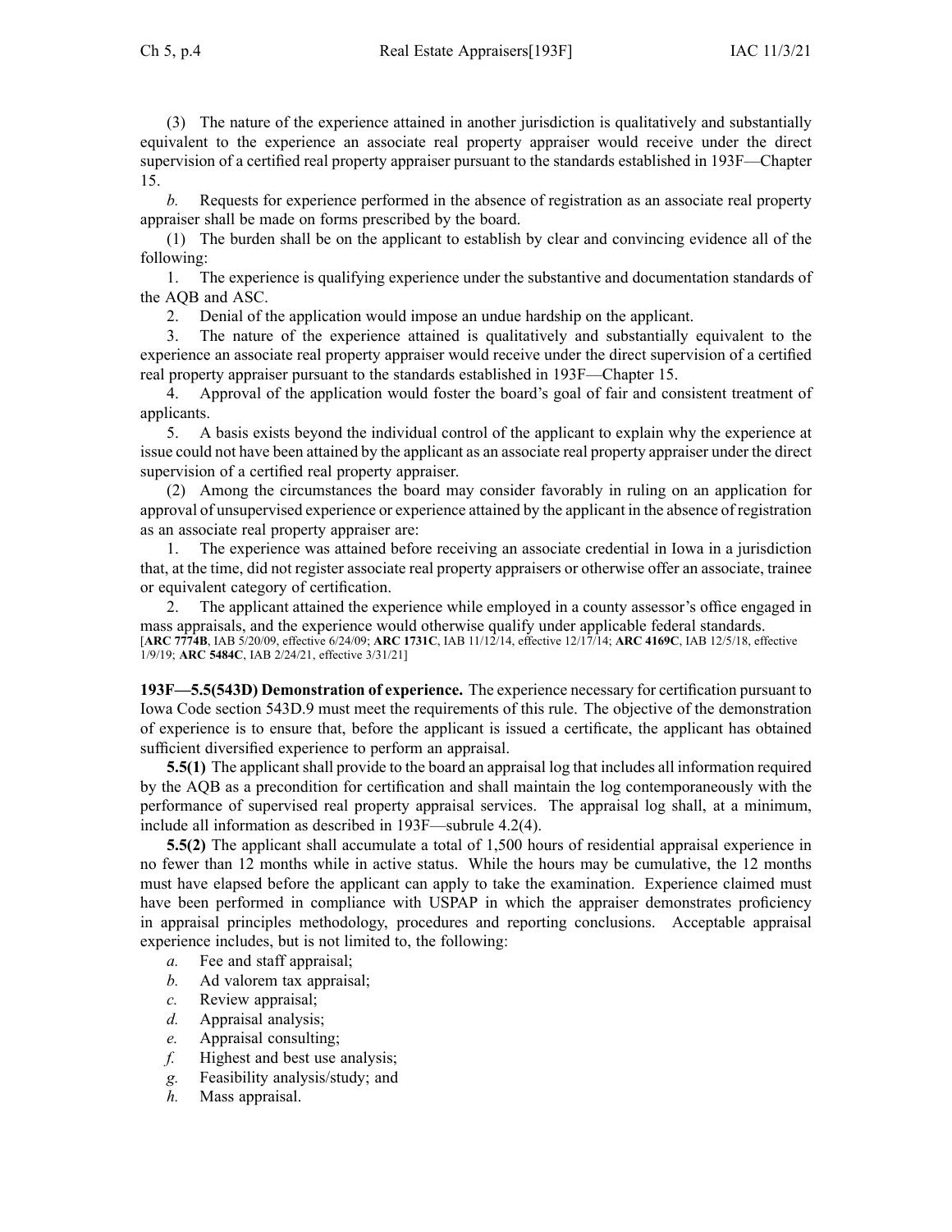(3) The nature of the experience attained in another jurisdiction is qualitatively and substantially equivalent to the experience an associate real property appraiser would receive under the direct supervision of a certified real property appraiser pursuant to the standards established in 193F—Chapter 15.

*b.* Requests for experience performed in the absence of registration as an associate real property appraiser shall be made on forms prescribed by the board.

(1) The burden shall be on the applicant to establish by clear and convincing evidence all of the following:

1. The experience is qualifying experience under the substantive and documentation standards of the AQB and ASC.

2. Denial of the application would impose an undue hardship on the applicant.

3. The nature of the experience attained is qualitatively and substantially equivalent to the experience an associate real property appraiser would receive under the direct supervision of a certified real property appraiser pursuant to the standards established in 193F—Chapter 15.

4. Approval of the application would foster the board's goal of fair and consistent treatment of applicants.

5. A basis exists beyond the individual control of the applicant to explain why the experience at issue could not have been attained by the applicant as an associate real property appraiser under the direct supervision of a certified real property appraiser.

(2) Among the circumstances the board may consider favorably in ruling on an application for approval of unsupervised experience or experience attained by the applicant in the absence of registration as an associate real property appraiser are:

1. The experience was attained before receiving an associate credential in Iowa in a jurisdiction that, at the time, did not register associate real property appraisers or otherwise offer an associate, trainee or equivalent category of certification.

2. The applicant attained the experience while employed in a county assessor's office engaged in mass appraisals, and the experience would otherwise qualify under applicable federal standards.

[**ARC 7774B**, IAB 5/20/09, effective 6/24/09; **ARC 1731C**, IAB 11/12/14, effective 12/17/14; **ARC 4169C**, IAB 12/5/18, effective 1/9/19; **ARC 5484C**, IAB 2/24/21, effective 3/31/21]

**193F—5.5(543D) Demonstration of experience.** The experience necessary for certification pursuant to Iowa Code section 543D.9 must meet the requirements of this rule. The objective of the demonstration of experience is to ensure that, before the applicant is issued a certificate, the applicant has obtained sufficient diversified experience to perform an appraisal.

**5.5(1)** The applicant shall provide to the board an appraisal log that includes all information required by the AQB as a precondition for certification and shall maintain the log contemporaneously with the performance of supervised real property appraisal services. The appraisal log shall, at a minimum, include all information as described in 193F—subrule 4.2(4).

**5.5(2)** The applicant shall accumulate a total of 1,500 hours of residential appraisal experience in no fewer than 12 months while in active status. While the hours may be cumulative, the 12 months must have elapsed before the applicant can apply to take the examination. Experience claimed must have been performed in compliance with USPAP in which the appraiser demonstrates proficiency in appraisal principles methodology, procedures and reporting conclusions. Acceptable appraisal experience includes, but is not limited to, the following:

*a.* Fee and staff appraisal;

*b.* Ad valorem tax appraisal;

*c.* Review appraisal;

*d.* Appraisal analysis;

*e.* Appraisal consulting;

*f.* Highest and best use analysis;

*g.* Feasibility analysis/study; and

*h.* Mass appraisal.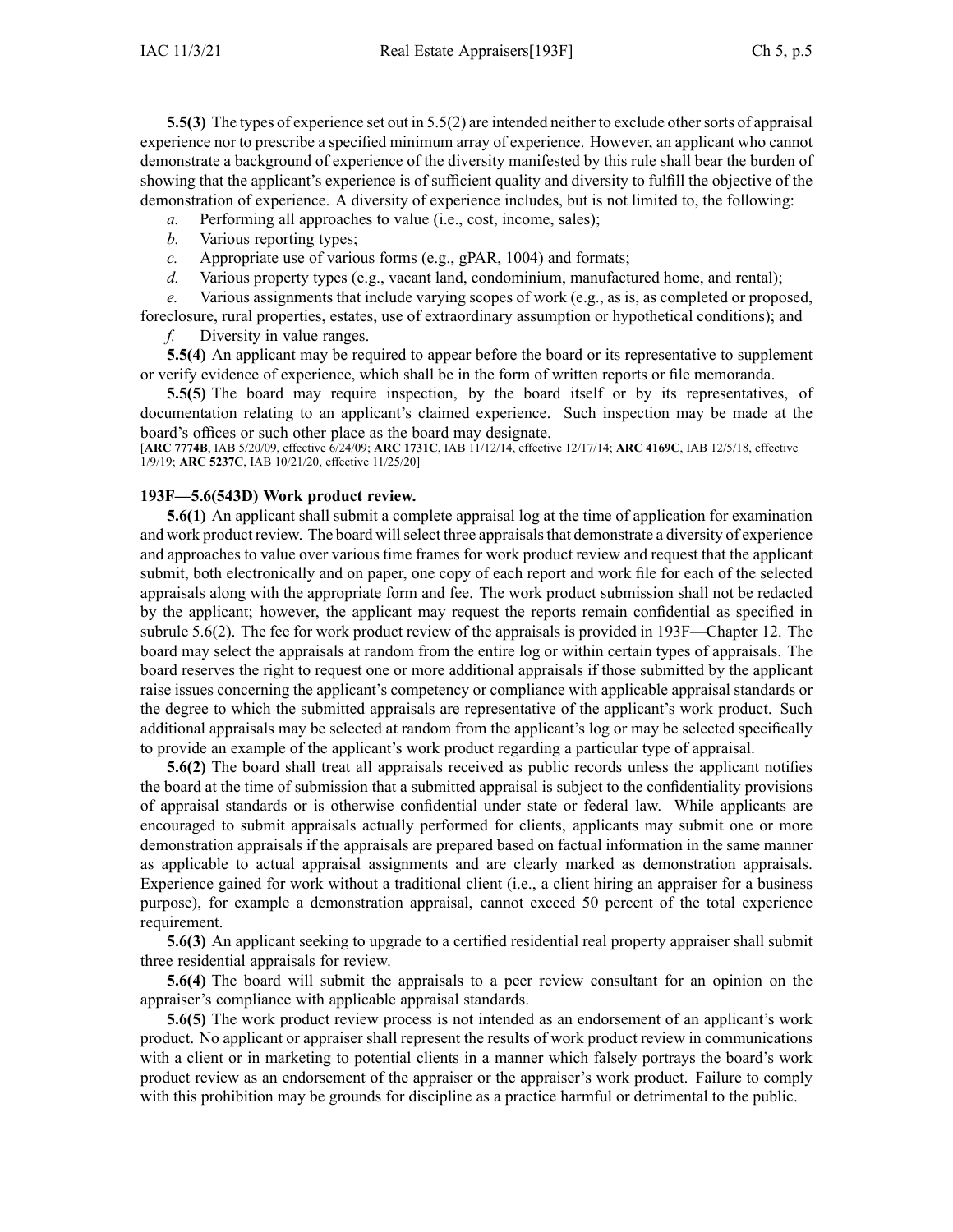**5.5(3)** The types of experience set out in 5.5(2) are intended neither to exclude other sorts of appraisal experience nor to prescribe a specified minimum array of experience. However, an applicant who cannot demonstrate a background of experience of the diversity manifested by this rule shall bear the burden of showing that the applicant's experience is of sufficient quality and diversity to fulfill the objective of the demonstration of experience. A diversity of experience includes, but is not limited to, the following:

*a.* Performing all approaches to value (i.e., cost, income, sales);

*b.* Various reporting types;

*c.* Appropriate use of various forms (e.g., gPAR, 1004) and formats;

*d.* Various property types (e.g., vacant land, condominium, manufactured home, and rental);

*e.* Various assignments that include varying scopes of work (e.g., as is, as completed or proposed, foreclosure, rural properties, estates, use of extraordinary assumption or hypothetical conditions); and

*f.* Diversity in value ranges.

**5.5(4)** An applicant may be required to appear before the board or its representative to supplement or verify evidence of experience, which shall be in the form of written reports or file memoranda.

**5.5(5)** The board may require inspection, by the board itself or by its representatives, of documentation relating to an applicant's claimed experience. Such inspection may be made at the board's offices or such other place as the board may designate.

[**ARC 7774B**, IAB 5/20/09, effective 6/24/09; **ARC 1731C**, IAB 11/12/14, effective 12/17/14; **ARC 4169C**, IAB 12/5/18, effective 1/9/19; **ARC 5237C**, IAB 10/21/20, effective 11/25/20]

**193F—5.6(543D) Work product review.**

**5.6(1)** An applicant shall submit a complete appraisal log at the time of application for examination and work product review. The board will select three appraisals that demonstrate a diversity of experience and approaches to value over various time frames for work product review and request that the applicant submit, both electronically and on paper, one copy of each report and work file for each of the selected appraisals along with the appropriate form and fee. The work product submission shall not be redacted by the applicant; however, the applicant may request the reports remain confidential as specified in subrule 5.6(2). The fee for work product review of the appraisals is provided in 193F—Chapter 12. The board may select the appraisals at random from the entire log or within certain types of appraisals. The board reserves the right to request one or more additional appraisals if those submitted by the applicant raise issues concerning the applicant's competency or compliance with applicable appraisal standards or the degree to which the submitted appraisals are representative of the applicant's work product. Such additional appraisals may be selected at random from the applicant's log or may be selected specifically to provide an example of the applicant's work product regarding a particular type of appraisal.

**5.6(2)** The board shall treat all appraisals received as public records unless the applicant notifies the board at the time of submission that a submitted appraisal is subject to the confidentiality provisions of appraisal standards or is otherwise confidential under state or federal law. While applicants are encouraged to submit appraisals actually performed for clients, applicants may submit one or more demonstration appraisals if the appraisals are prepared based on factual information in the same manner as applicable to actual appraisal assignments and are clearly marked as demonstration appraisals. Experience gained for work without a traditional client (i.e., a client hiring an appraiser for a business purpose), for example a demonstration appraisal, cannot exceed 50 percent of the total experience requirement.

**5.6(3)** An applicant seeking to upgrade to a certified residential real property appraiser shall submit three residential appraisals for review.

**5.6(4)** The board will submit the appraisals to a peer review consultant for an opinion on the appraiser's compliance with applicable appraisal standards.

**5.6(5)** The work product review process is not intended as an endorsement of an applicant's work product. No applicant or appraiser shall represent the results of work product review in communications with a client or in marketing to potential clients in a manner which falsely portrays the board's work product review as an endorsement of the appraiser or the appraiser's work product. Failure to comply with this prohibition may be grounds for discipline as a practice harmful or detrimental to the public.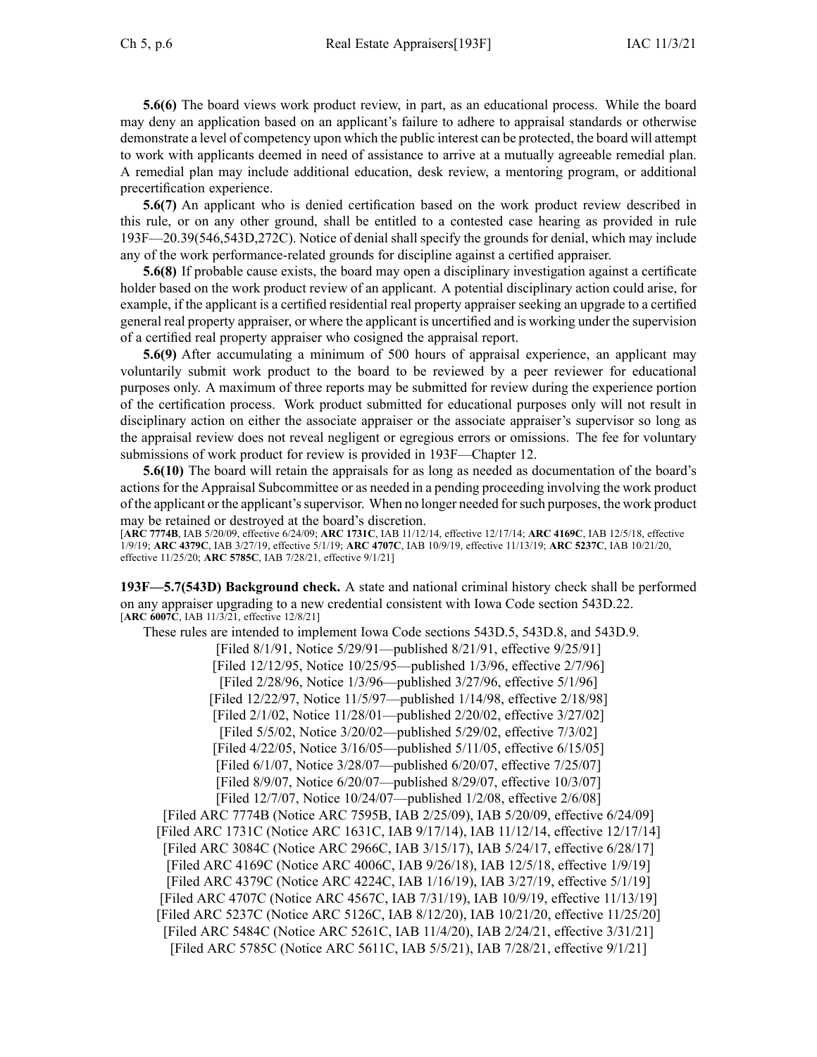**5.6(6)** The board views work product review, in part, as an educational process. While the board may deny an application based on an applicant's failure to adhere to appraisal standards or otherwise demonstrate a level of competency upon which the public interest can be protected, the board will attempt to work with applicants deemed in need of assistance to arrive at a mutually agreeable remedial plan. A remedial plan may include additional education, desk review, a mentoring program, or additional precertification experience.

**5.6(7)** An applicant who is denied certification based on the work product review described in this rule, or on any other ground, shall be entitled to a contested case hearing as provided in rule 193F—20.39(546,543D,272C). Notice of denial shall specify the grounds for denial, which may include any of the work performance-related grounds for discipline against a certified appraiser.

**5.6(8)** If probable cause exists, the board may open a disciplinary investigation against a certificate holder based on the work product review of an applicant. A potential disciplinary action could arise, for example, if the applicant is a certified residential real property appraiser seeking an upgrade to a certified general real property appraiser, or where the applicant is uncertified and is working under the supervision of a certified real property appraiser who cosigned the appraisal report.

**5.6(9)** After accumulating a minimum of 500 hours of appraisal experience, an applicant may voluntarily submit work product to the board to be reviewed by a peer reviewer for educational purposes only. A maximum of three reports may be submitted for review during the experience portion of the certification process. Work product submitted for educational purposes only will not result in disciplinary action on either the associate appraiser or the associate appraiser's supervisor so long as the appraisal review does not reveal negligent or egregious errors or omissions. The fee for voluntary submissions of work product for review is provided in 193F—Chapter 12.

**5.6(10)** The board will retain the appraisals for as long as needed as documentation of the board's actions for the Appraisal Subcommittee or as needed in a pending proceeding involving the work product of the applicant or the applicant's supervisor. When no longer needed for such purposes, the work product may be retained or destroyed at the board's discretion.

[**ARC 7774B**, IAB 5/20/09, effective 6/24/09; **ARC 1731C**, IAB 11/12/14, effective 12/17/14; **ARC 4169C**, IAB 12/5/18, effective 1/9/19; **ARC 4379C**, IAB 3/27/19, effective 5/1/19; **ARC 4707C**, IAB 10/9/19, effective 11/13/19; **ARC 5237C**, IAB 10/21/20, effective 11/25/20; **ARC 5785C**, IAB 7/28/21, effective 9/1/21]

**193F—5.7(543D) Background check.** A state and national criminal history check shall be performed on any appraiser upgrading to a new credential consistent with Iowa Code section 543D.22.

[**ARC 6007C**, IAB 11/3/21, effective 12/8/21]

These rules are intended to implement Iowa Code sections 543D.5, 543D.8, and 543D.9.

[Filed 8/1/91, Notice 5/29/91—published 8/21/91, effective 9/25/91]

[Filed 12/12/95, Notice 10/25/95—published 1/3/96, effective 2/7/96]

[Filed 2/28/96, Notice 1/3/96—published 3/27/96, effective 5/1/96]

[Filed 12/22/97, Notice 11/5/97—published 1/14/98, effective 2/18/98]

[Filed 2/1/02, Notice 11/28/01—published 2/20/02, effective 3/27/02]

[Filed 5/5/02, Notice 3/20/02—published 5/29/02, effective 7/3/02]

[Filed 4/22/05, Notice 3/16/05—published 5/11/05, effective 6/15/05]

[Filed 6/1/07, Notice 3/28/07—published 6/20/07, effective 7/25/07]

[Filed 8/9/07, Notice 6/20/07—published 8/29/07, effective 10/3/07]

[Filed 12/7/07, Notice 10/24/07—published 1/2/08, effective 2/6/08]

[Filed ARC 7774B (Notice ARC 7595B, IAB 2/25/09), IAB 5/20/09, effective 6/24/09]

[Filed ARC 1731C (Notice ARC 1631C, IAB 9/17/14), IAB 11/12/14, effective 12/17/14]

[Filed ARC 3084C (Notice ARC 2966C, IAB 3/15/17), IAB 5/24/17, effective 6/28/17]

[Filed ARC 4169C (Notice ARC 4006C, IAB 9/26/18), IAB 12/5/18, effective 1/9/19]

[Filed ARC 4379C (Notice ARC 4224C, IAB 1/16/19), IAB 3/27/19, effective 5/1/19]

[Filed ARC 4707C (Notice ARC 4567C, IAB 7/31/19), IAB 10/9/19, effective 11/13/19]

[Filed ARC 5237C (Notice ARC 5126C, IAB 8/12/20), IAB 10/21/20, effective 11/25/20]

[Filed ARC 5484C (Notice ARC 5261C, IAB 11/4/20), IAB 2/24/21, effective 3/31/21]

[Filed ARC 5785C (Notice ARC 5611C, IAB 5/5/21), IAB 7/28/21, effective 9/1/21]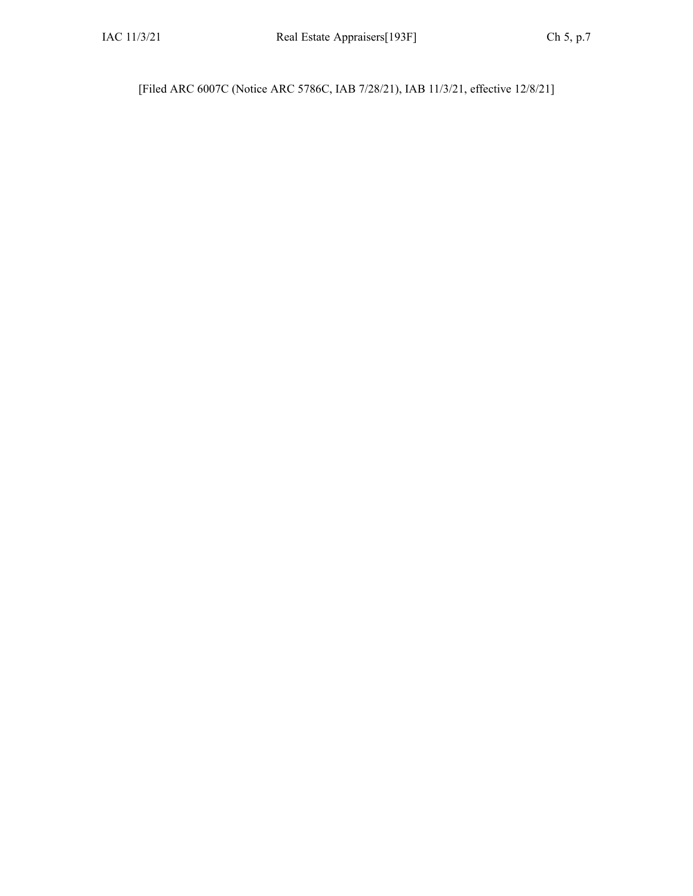[Filed ARC 6007C (Notice ARC 5786C, IAB 7/28/21), IAB 11/3/21, effective 12/8/21]